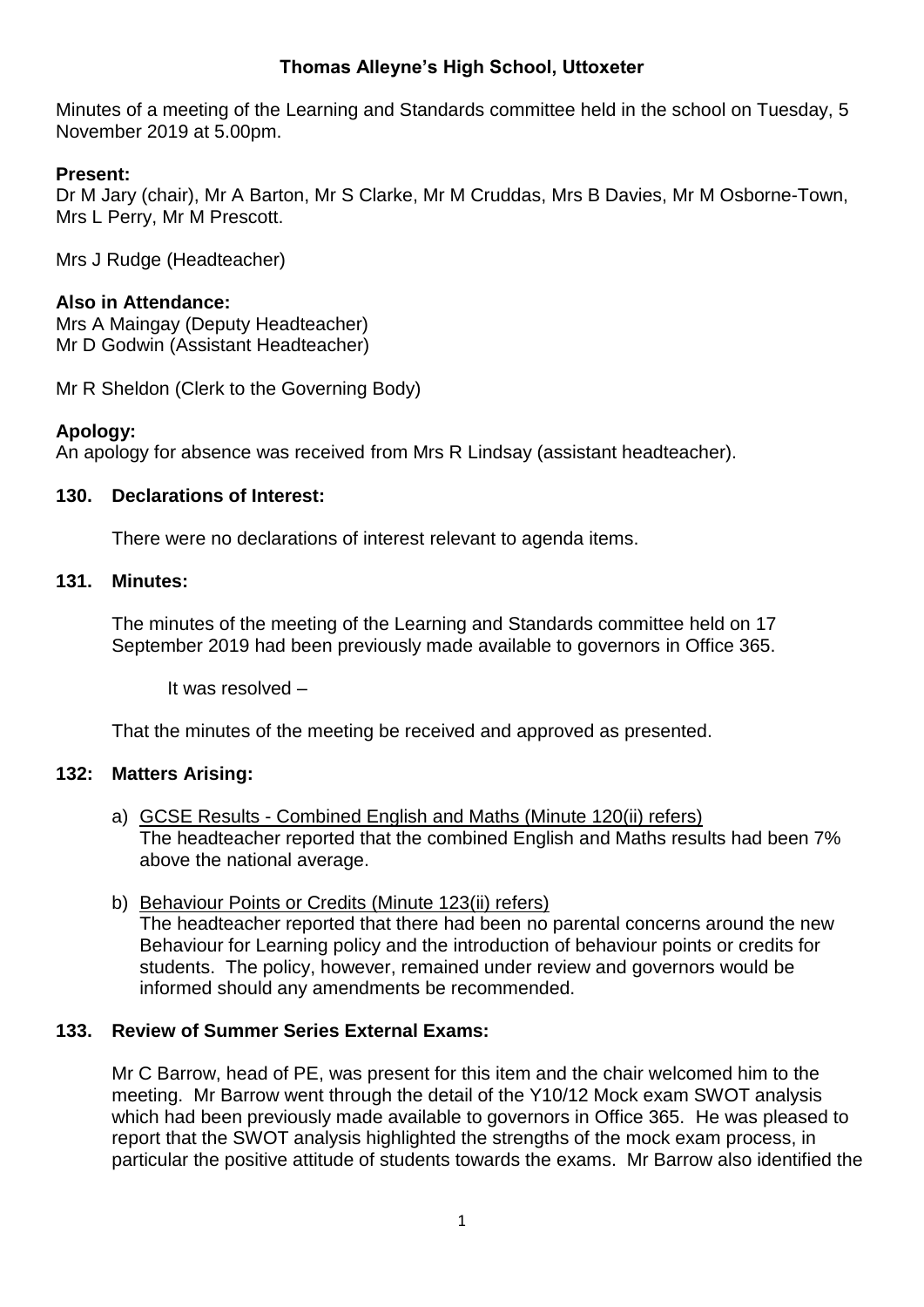# Thomas Alleyne's High School, Uttoxeter

Minutes of a meeting of the Learning and Standards committee held in the school on Tuesday, 5 November 2019 at 5.00pm.

**Present:**
Dr M Jary (chair), Mr A Barton, Mr S Clarke, Mr M Cruddas, Mrs B Davies, Mr M Osborne-Town, Mrs L Perry, Mr M Prescott.

Mrs J Rudge (Headteacher)

**Also in Attendance:**
Mrs A Maingay (Deputy Headteacher)
Mr D Godwin (Assistant Headteacher)

Mr R Sheldon (Clerk to the Governing Body)

**Apology:**
An apology for absence was received from Mrs R Lindsay (assistant headteacher).

**130. Declarations of Interest:**

There were no declarations of interest relevant to agenda items.

**131. Minutes:**

The minutes of the meeting of the Learning and Standards committee held on 17 September 2019 had been previously made available to governors in Office 365.

It was resolved –

That the minutes of the meeting be received and approved as presented.

**132: Matters Arising:**

a) GCSE Results - Combined English and Maths (Minute 120(ii) refers)
The headteacher reported that the combined English and Maths results had been 7% above the national average.

b) Behaviour Points or Credits (Minute 123(ii) refers)
The headteacher reported that there had been no parental concerns around the new Behaviour for Learning policy and the introduction of behaviour points or credits for students. The policy, however, remained under review and governors would be informed should any amendments be recommended.

**133. Review of Summer Series External Exams:**

Mr C Barrow, head of PE, was present for this item and the chair welcomed him to the meeting. Mr Barrow went through the detail of the Y10/12 Mock exam SWOT analysis which had been previously made available to governors in Office 365. He was pleased to report that the SWOT analysis highlighted the strengths of the mock exam process, in particular the positive attitude of students towards the exams. Mr Barrow also identified the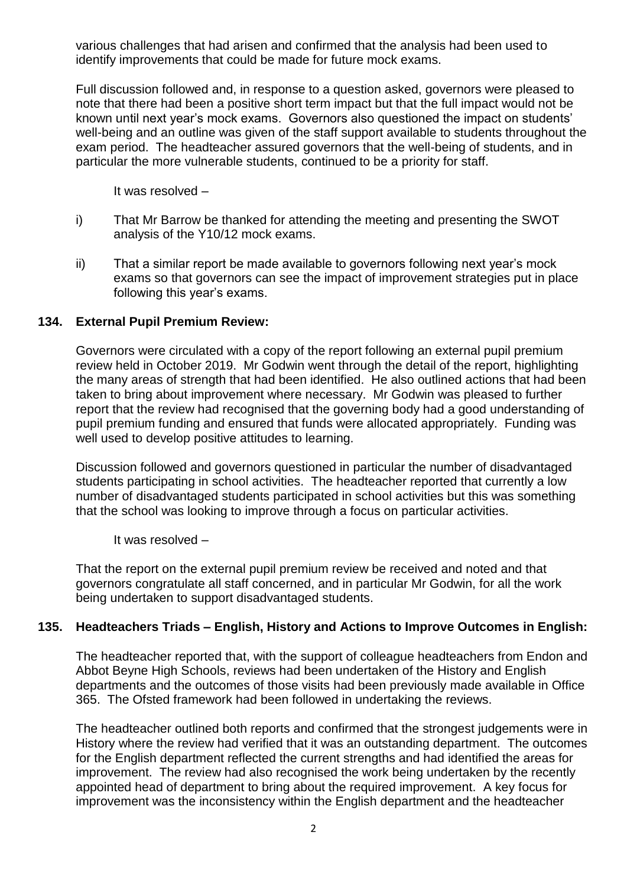various challenges that had arisen and confirmed that the analysis had been used to identify improvements that could be made for future mock exams.

Full discussion followed and, in response to a question asked, governors were pleased to note that there had been a positive short term impact but that the full impact would not be known until next year's mock exams. Governors also questioned the impact on students' well-being and an outline was given of the staff support available to students throughout the exam period. The headteacher assured governors that the well-being of students, and in particular the more vulnerable students, continued to be a priority for staff.

It was resolved –

i) That Mr Barrow be thanked for attending the meeting and presenting the SWOT analysis of the Y10/12 mock exams.

ii) That a similar report be made available to governors following next year's mock exams so that governors can see the impact of improvement strategies put in place following this year's exams.

**134. External Pupil Premium Review:**

Governors were circulated with a copy of the report following an external pupil premium review held in October 2019. Mr Godwin went through the detail of the report, highlighting the many areas of strength that had been identified. He also outlined actions that had been taken to bring about improvement where necessary. Mr Godwin was pleased to further report that the review had recognised that the governing body had a good understanding of pupil premium funding and ensured that funds were allocated appropriately. Funding was well used to develop positive attitudes to learning.

Discussion followed and governors questioned in particular the number of disadvantaged students participating in school activities. The headteacher reported that currently a low number of disadvantaged students participated in school activities but this was something that the school was looking to improve through a focus on particular activities.

It was resolved –

That the report on the external pupil premium review be received and noted and that governors congratulate all staff concerned, and in particular Mr Godwin, for all the work being undertaken to support disadvantaged students.

**135. Headteachers Triads – English, History and Actions to Improve Outcomes in English:**

The headteacher reported that, with the support of colleague headteachers from Endon and Abbot Beyne High Schools, reviews had been undertaken of the History and English departments and the outcomes of those visits had been previously made available in Office 365. The Ofsted framework had been followed in undertaking the reviews.

The headteacher outlined both reports and confirmed that the strongest judgements were in History where the review had verified that it was an outstanding department. The outcomes for the English department reflected the current strengths and had identified the areas for improvement. The review had also recognised the work being undertaken by the recently appointed head of department to bring about the required improvement. A key focus for improvement was the inconsistency within the English department and the headteacher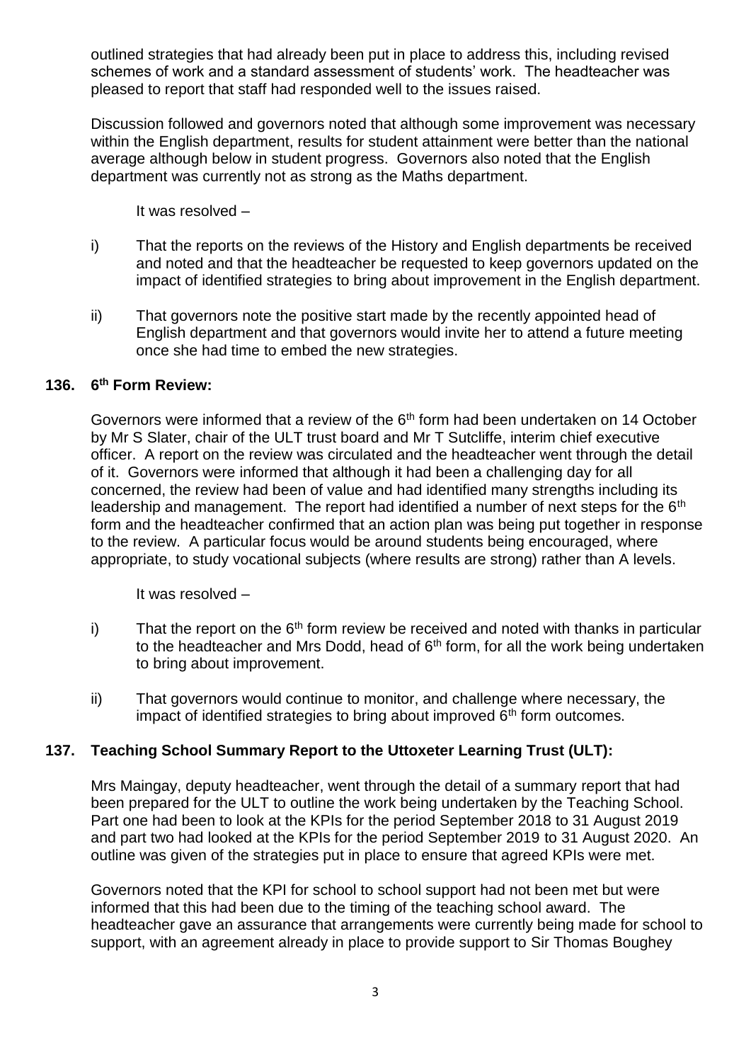outlined strategies that had already been put in place to address this, including revised schemes of work and a standard assessment of students' work. The headteacher was pleased to report that staff had responded well to the issues raised.

Discussion followed and governors noted that although some improvement was necessary within the English department, results for student attainment were better than the national average although below in student progress. Governors also noted that the English department was currently not as strong as the Maths department.

It was resolved –

i) That the reports on the reviews of the History and English departments be received and noted and that the headteacher be requested to keep governors updated on the impact of identified strategies to bring about improvement in the English department.

ii) That governors note the positive start made by the recently appointed head of English department and that governors would invite her to attend a future meeting once she had time to embed the new strategies.

**136. 6th Form Review:**

Governors were informed that a review of the 6th form had been undertaken on 14 October by Mr S Slater, chair of the ULT trust board and Mr T Sutcliffe, interim chief executive officer. A report on the review was circulated and the headteacher went through the detail of it. Governors were informed that although it had been a challenging day for all concerned, the review had been of value and had identified many strengths including its leadership and management. The report had identified a number of next steps for the 6th form and the headteacher confirmed that an action plan was being put together in response to the review. A particular focus would be around students being encouraged, where appropriate, to study vocational subjects (where results are strong) rather than A levels.

It was resolved –

i) That the report on the 6th form review be received and noted with thanks in particular to the headteacher and Mrs Dodd, head of 6th form, for all the work being undertaken to bring about improvement.

ii) That governors would continue to monitor, and challenge where necessary, the impact of identified strategies to bring about improved 6th form outcomes.

**137. Teaching School Summary Report to the Uttoxeter Learning Trust (ULT):**

Mrs Maingay, deputy headteacher, went through the detail of a summary report that had been prepared for the ULT to outline the work being undertaken by the Teaching School. Part one had been to look at the KPIs for the period September 2018 to 31 August 2019 and part two had looked at the KPIs for the period September 2019 to 31 August 2020. An outline was given of the strategies put in place to ensure that agreed KPIs were met.

Governors noted that the KPI for school to school support had not been met but were informed that this had been due to the timing of the teaching school award. The headteacher gave an assurance that arrangements were currently being made for school to support, with an agreement already in place to provide support to Sir Thomas Boughey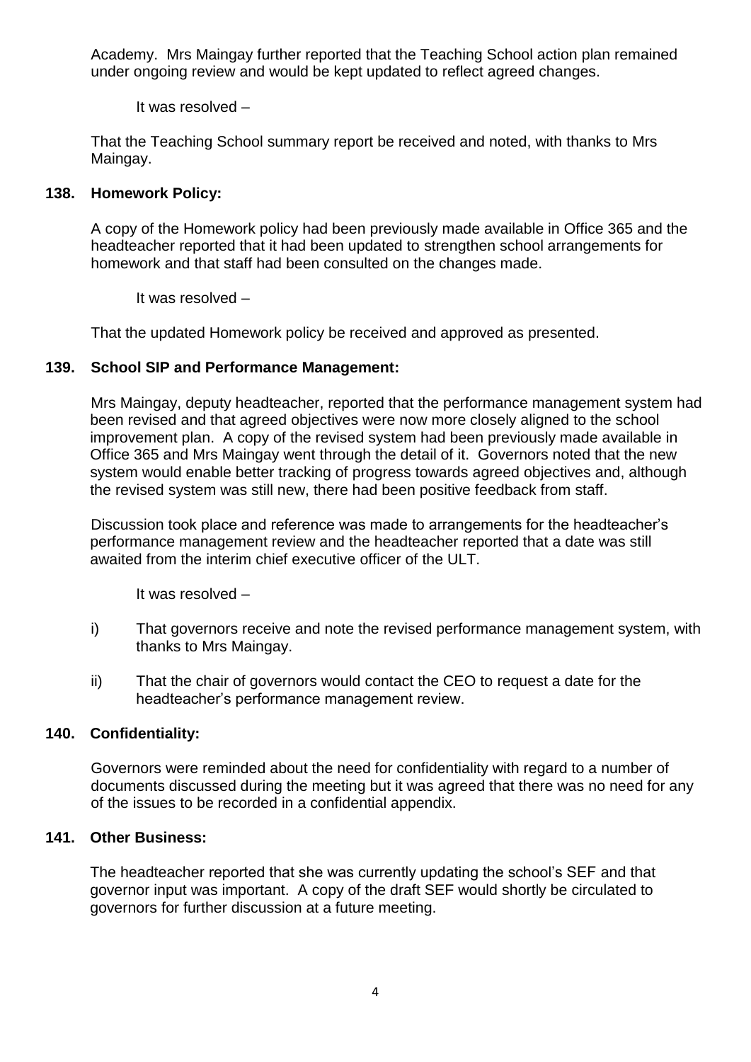Academy. Mrs Maingay further reported that the Teaching School action plan remained under ongoing review and would be kept updated to reflect agreed changes.

It was resolved –

That the Teaching School summary report be received and noted, with thanks to Mrs Maingay.

**138. Homework Policy:**

A copy of the Homework policy had been previously made available in Office 365 and the headteacher reported that it had been updated to strengthen school arrangements for homework and that staff had been consulted on the changes made.

It was resolved –

That the updated Homework policy be received and approved as presented.

**139. School SIP and Performance Management:**

Mrs Maingay, deputy headteacher, reported that the performance management system had been revised and that agreed objectives were now more closely aligned to the school improvement plan. A copy of the revised system had been previously made available in Office 365 and Mrs Maingay went through the detail of it. Governors noted that the new system would enable better tracking of progress towards agreed objectives and, although the revised system was still new, there had been positive feedback from staff.

Discussion took place and reference was made to arrangements for the headteacher's performance management review and the headteacher reported that a date was still awaited from the interim chief executive officer of the ULT.

It was resolved –

i) That governors receive and note the revised performance management system, with thanks to Mrs Maingay.

ii) That the chair of governors would contact the CEO to request a date for the headteacher's performance management review.

**140. Confidentiality:**

Governors were reminded about the need for confidentiality with regard to a number of documents discussed during the meeting but it was agreed that there was no need for any of the issues to be recorded in a confidential appendix.

**141. Other Business:**

The headteacher reported that she was currently updating the school's SEF and that governor input was important. A copy of the draft SEF would shortly be circulated to governors for further discussion at a future meeting.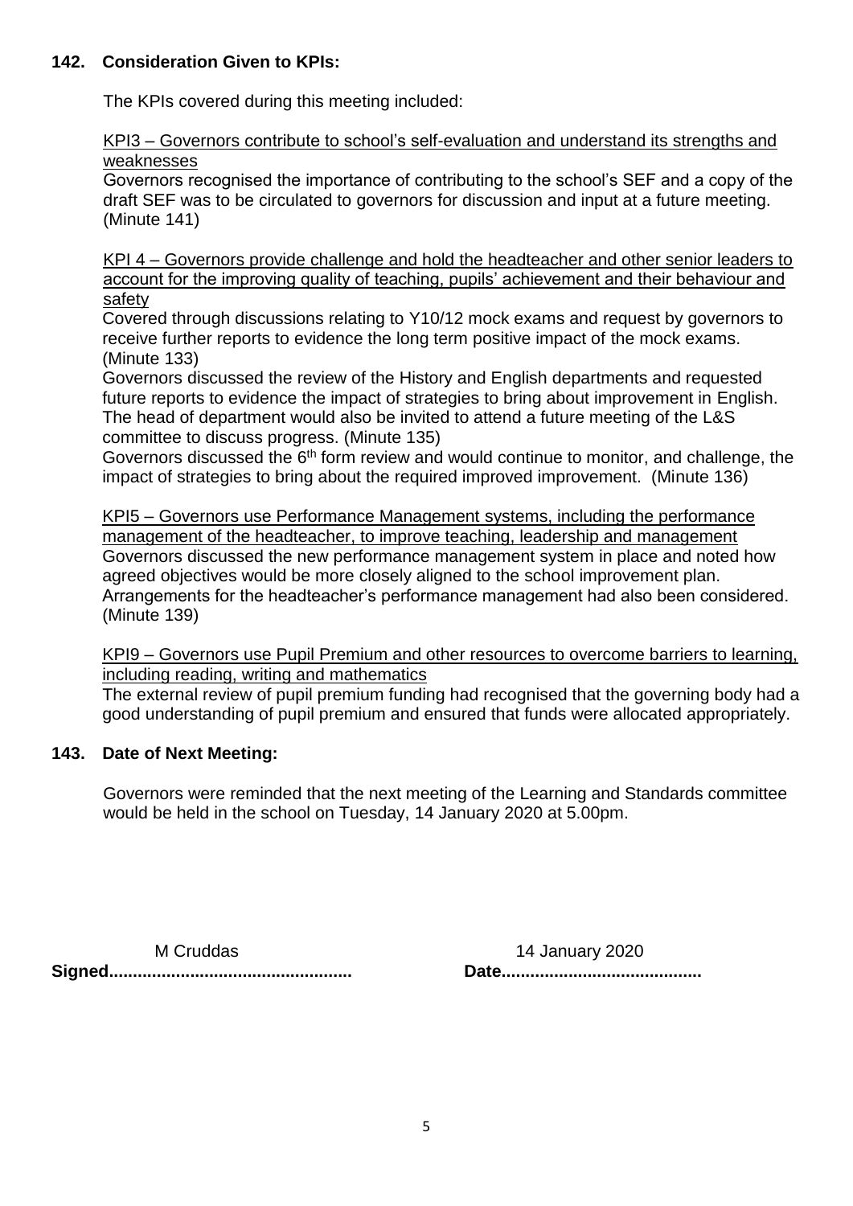## 142. Consideration Given to KPIs:

The KPIs covered during this meeting included:

KPI3 – Governors contribute to school's self-evaluation and understand its strengths and weaknesses

Governors recognised the importance of contributing to the school's SEF and a copy of the draft SEF was to be circulated to governors for discussion and input at a future meeting. (Minute 141)

KPI 4 – Governors provide challenge and hold the headteacher and other senior leaders to account for the improving quality of teaching, pupils' achievement and their behaviour and safety

Covered through discussions relating to Y10/12 mock exams and request by governors to receive further reports to evidence the long term positive impact of the mock exams. (Minute 133)

Governors discussed the review of the History and English departments and requested future reports to evidence the impact of strategies to bring about improvement in English. The head of department would also be invited to attend a future meeting of the L&S committee to discuss progress. (Minute 135)

Governors discussed the 6th form review and would continue to monitor, and challenge, the impact of strategies to bring about the required improved improvement. (Minute 136)

KPI5 – Governors use Performance Management systems, including the performance management of the headteacher, to improve teaching, leadership and management

Governors discussed the new performance management system in place and noted how agreed objectives would be more closely aligned to the school improvement plan. Arrangements for the headteacher's performance management had also been considered. (Minute 139)

KPI9 – Governors use Pupil Premium and other resources to overcome barriers to learning, including reading, writing and mathematics

The external review of pupil premium funding had recognised that the governing body had a good understanding of pupil premium and ensured that funds were allocated appropriately.

## 143. Date of Next Meeting:

Governors were reminded that the next meeting of the Learning and Standards committee would be held in the school on Tuesday, 14 January 2020 at 5.00pm.

**Signed**.................................................. M Cruddas

**Date**......................................... 14 January 2020